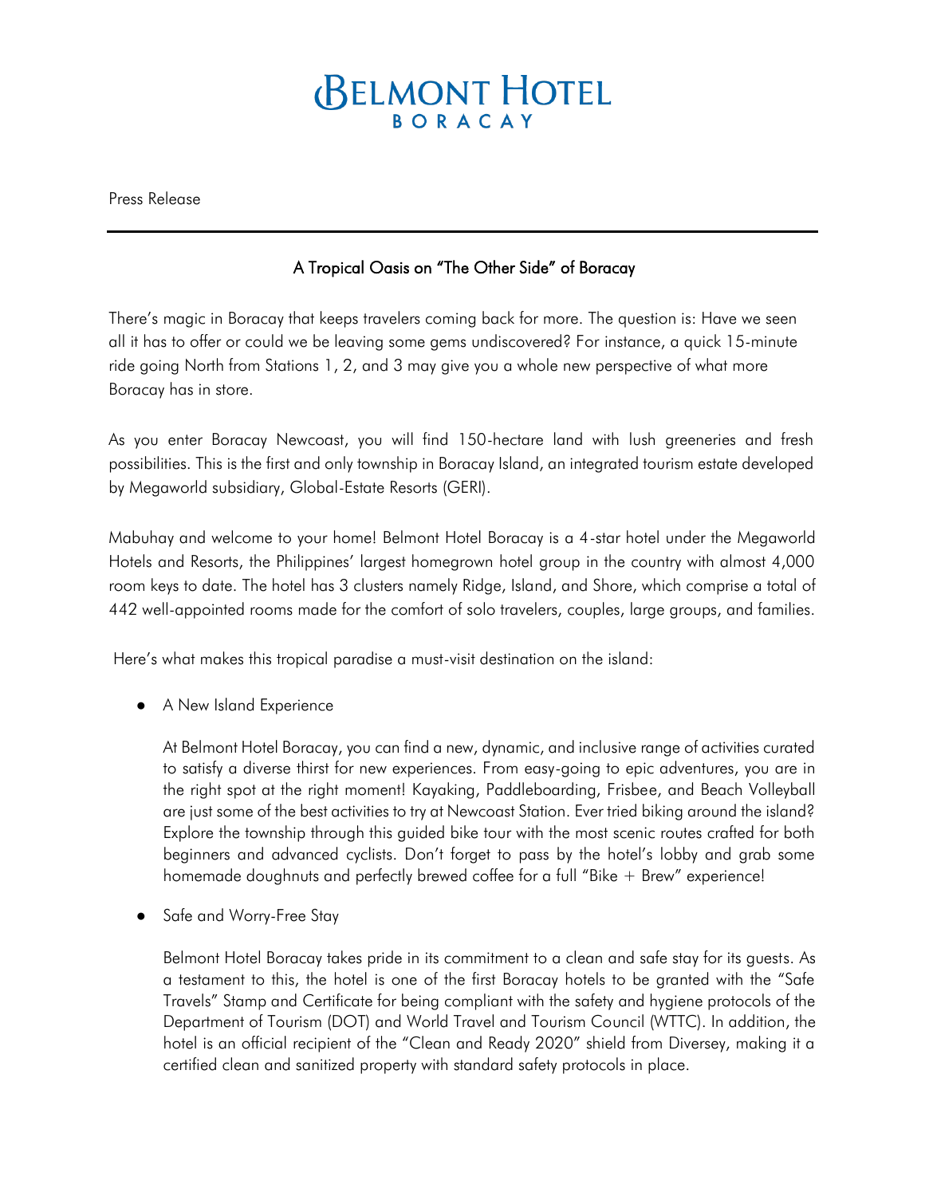# BELMONT HOTEL
BORACAY

Press Release

---

## A Tropical Oasis on "The Other Side" of Boracay

There's magic in Boracay that keeps travelers coming back for more. The question is: Have we seen all it has to offer or could we be leaving some gems undiscovered? For instance, a quick 15-minute ride going North from Stations 1, 2, and 3 may give you a whole new perspective of what more Boracay has in store.

As you enter Boracay Newcoast, you will find 150-hectare land with lush greeneries and fresh possibilities. This is the first and only township in Boracay Island, an integrated tourism estate developed by Megaworld subsidiary, Global-Estate Resorts (GERI).

Mabuhay and welcome to your home! Belmont Hotel Boracay is a 4-star hotel under the Megaworld Hotels and Resorts, the Philippines' largest homegrown hotel group in the country with almost 4,000 room keys to date. The hotel has 3 clusters namely Ridge, Island, and Shore, which comprise a total of 442 well-appointed rooms made for the comfort of solo travelers, couples, large groups, and families.

Here's what makes this tropical paradise a must-visit destination on the island:

- A New Island Experience

  At Belmont Hotel Boracay, you can find a new, dynamic, and inclusive range of activities curated to satisfy a diverse thirst for new experiences. From easy-going to epic adventures, you are in the right spot at the right moment! Kayaking, Paddleboarding, Frisbee, and Beach Volleyball are just some of the best activities to try at Newcoast Station. Ever tried biking around the island? Explore the township through this guided bike tour with the most scenic routes crafted for both beginners and advanced cyclists. Don't forget to pass by the hotel's lobby and grab some homemade doughnuts and perfectly brewed coffee for a full "Bike + Brew" experience!

- Safe and Worry-Free Stay

  Belmont Hotel Boracay takes pride in its commitment to a clean and safe stay for its guests. As a testament to this, the hotel is one of the first Boracay hotels to be granted with the "Safe Travels" Stamp and Certificate for being compliant with the safety and hygiene protocols of the Department of Tourism (DOT) and World Travel and Tourism Council (WTTC). In addition, the hotel is an official recipient of the "Clean and Ready 2020" shield from Diversey, making it a certified clean and sanitized property with standard safety protocols in place.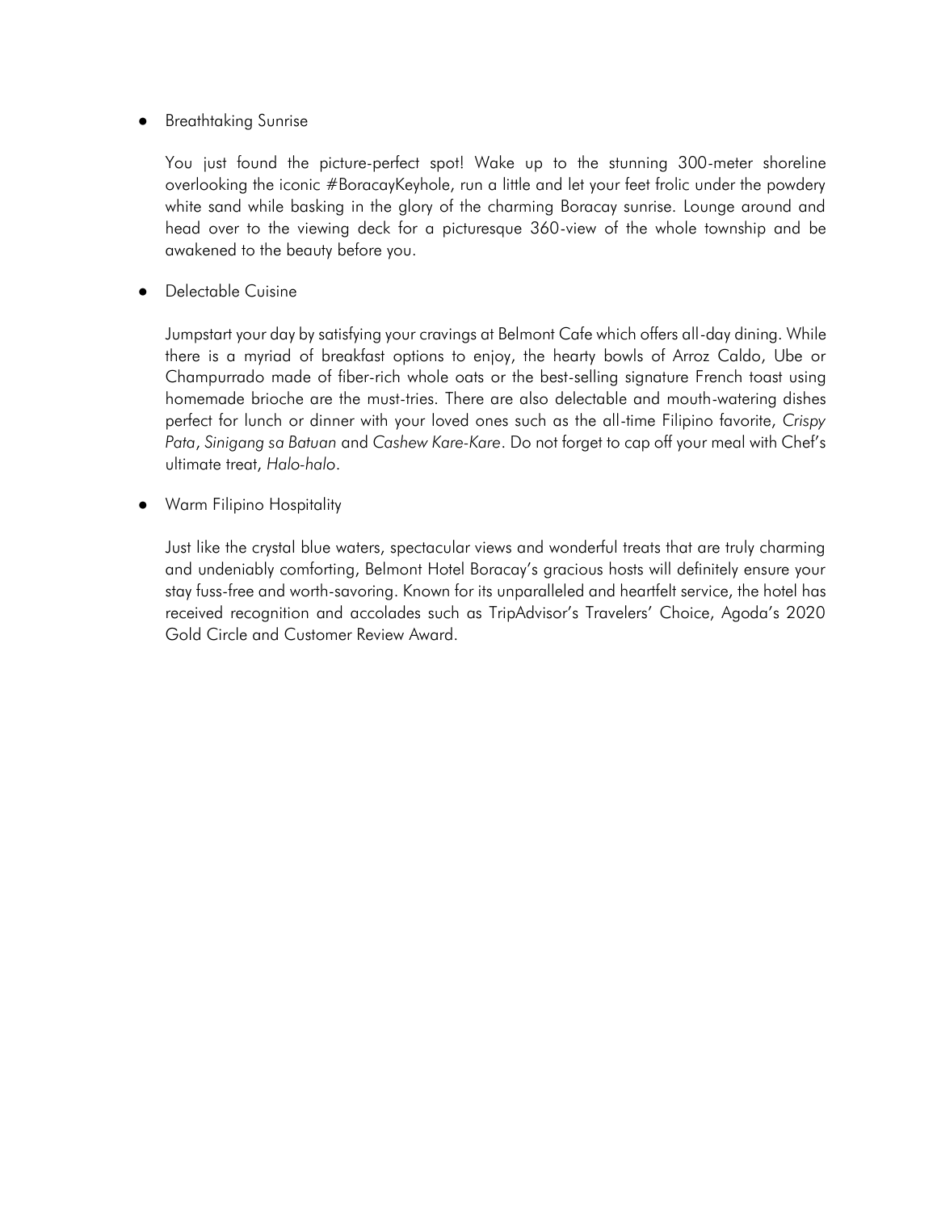- Breathtaking Sunrise

  You just found the picture-perfect spot! Wake up to the stunning 300-meter shoreline overlooking the iconic #BoracayKeyhole, run a little and let your feet frolic under the powdery white sand while basking in the glory of the charming Boracay sunrise. Lounge around and head over to the viewing deck for a picturesque 360-view of the whole township and be awakened to the beauty before you.

- Delectable Cuisine

  Jumpstart your day by satisfying your cravings at Belmont Cafe which offers all-day dining. While there is a myriad of breakfast options to enjoy, the hearty bowls of Arroz Caldo, Ube or Champurrado made of fiber-rich whole oats or the best-selling signature French toast using homemade brioche are the must-tries. There are also delectable and mouth-watering dishes perfect for lunch or dinner with your loved ones such as the all-time Filipino favorite, *Crispy Pata*, *Sinigang sa Batuan* and *Cashew Kare-Kare*. Do not forget to cap off your meal with Chef's ultimate treat, *Halo-halo*.

- Warm Filipino Hospitality

  Just like the crystal blue waters, spectacular views and wonderful treats that are truly charming and undeniably comforting, Belmont Hotel Boracay's gracious hosts will definitely ensure your stay fuss-free and worth-savoring. Known for its unparalleled and heartfelt service, the hotel has received recognition and accolades such as TripAdvisor's Travelers' Choice, Agoda's 2020 Gold Circle and Customer Review Award.